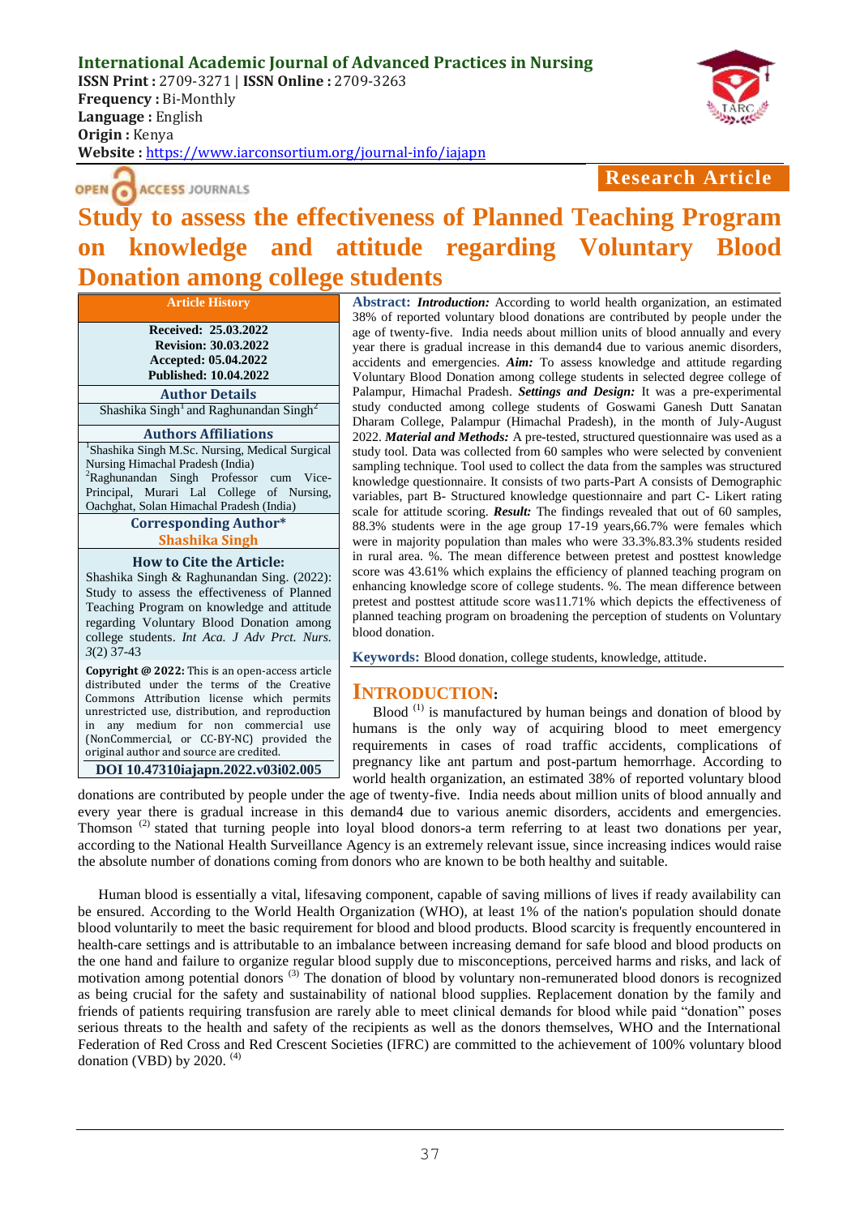**International Academic Journal of Advanced Practices in Nursing**
**ISSN Print :** 2709-3271 | **ISSN Online :** 2709-3263
**Frequency :** Bi-Monthly
**Language :** English
**Origin :** Kenya
**Website :** https://www.iarconsortium.org/journal-info/iajapn

OPEN ACCESS JOURNALS

**Research Article**

# Study to assess the effectiveness of Planned Teaching Program on knowledge and attitude regarding Voluntary Blood Donation among college students

**Article History**

**Received: 25.03.2022**
**Revision: 30.03.2022**
**Accepted: 05.04.2022**
**Published: 10.04.2022**

**Author Details**

Shashika Singh[1] and Raghunandan Singh[2]

**Authors Affiliations**

[1]Shashika Singh M.Sc. Nursing, Medical Surgical Nursing Himachal Pradesh (India)
[2]Raghunandan Singh Professor cum Vice-Principal, Murari Lal College of Nursing, Oachghat, Solan Himachal Pradesh (India)

**Corresponding Author***

**Shashika Singh**

**How to Cite the Article:**

Shashika Singh & Raghunandan Sing. (2022): Study to assess the effectiveness of Planned Teaching Program on knowledge and attitude regarding Voluntary Blood Donation among college students. *Int Aca. J Adv Prct. Nurs. 3*(2) 37-43

**Copyright @ 2022:** This is an open-access article distributed under the terms of the Creative Commons Attribution license which permits unrestricted use, distribution, and reproduction in any medium for non commercial use (NonCommercial, or CC-BY-NC) provided the original author and source are credited.

**DOI 10.47310iajapn.2022.v03i02.005**

**Abstract:** ***Introduction:*** According to world health organization, an estimated 38% of reported voluntary blood donations are contributed by people under the age of twenty-five. India needs about million units of blood annually and every year there is gradual increase in this demand4 due to various anemic disorders, accidents and emergencies. ***Aim:*** To assess knowledge and attitude regarding Voluntary Blood Donation among college students in selected degree college of Palampur, Himachal Pradesh. ***Settings and Design:*** It was a pre-experimental study conducted among college students of Goswami Ganesh Dutt Sanatan Dharam College, Palampur (Himachal Pradesh), in the month of July-August 2022. ***Material and Methods:*** A pre-tested, structured questionnaire was used as a study tool. Data was collected from 60 samples who were selected by convenient sampling technique. Tool used to collect the data from the samples was structured knowledge questionnaire. It consists of two parts-Part A consists of Demographic variables, part B- Structured knowledge questionnaire and part C- Likert rating scale for attitude scoring. ***Result:*** The findings revealed that out of 60 samples, 88.3% students were in the age group 17-19 years,66.7% were females which were in majority population than males who were 33.3%.83.3% students resided in rural area. %. The mean difference between pretest and posttest knowledge score was 43.61% which explains the efficiency of planned teaching program on enhancing knowledge score of college students. %. The mean difference between pretest and posttest attitude score was11.71% which depicts the effectiveness of planned teaching program on broadening the perception of students on Voluntary blood donation.

**Keywords:** Blood donation, college students, knowledge, attitude.

## INTRODUCTION:

Blood [1] is manufactured by human beings and donation of blood by humans is the only way of acquiring blood to meet emergency requirements in cases of road traffic accidents, complications of pregnancy like ant partum and post-partum hemorrhage. According to world health organization, an estimated 38% of reported voluntary blood donations are contributed by people under the age of twenty-five. India needs about million units of blood annually and every year there is gradual increase in this demand4 due to various anemic disorders, accidents and emergencies. Thomson [2] stated that turning people into loyal blood donors-a term referring to at least two donations per year, according to the National Health Surveillance Agency is an extremely relevant issue, since increasing indices would raise the absolute number of donations coming from donors who are known to be both healthy and suitable.

Human blood is essentially a vital, lifesaving component, capable of saving millions of lives if ready availability can be ensured. According to the World Health Organization (WHO), at least 1% of the nation's population should donate blood voluntarily to meet the basic requirement for blood and blood products. Blood scarcity is frequently encountered in health-care settings and is attributable to an imbalance between increasing demand for safe blood and blood products on the one hand and failure to organize regular blood supply due to misconceptions, perceived harms and risks, and lack of motivation among potential donors [3] The donation of blood by voluntary non-remunerated blood donors is recognized as being crucial for the safety and sustainability of national blood supplies. Replacement donation by the family and friends of patients requiring transfusion are rarely able to meet clinical demands for blood while paid "donation" poses serious threats to the health and safety of the recipients as well as the donors themselves, WHO and the International Federation of Red Cross and Red Crescent Societies (IFRC) are committed to the achievement of 100% voluntary blood donation (VBD) by 2020. [4]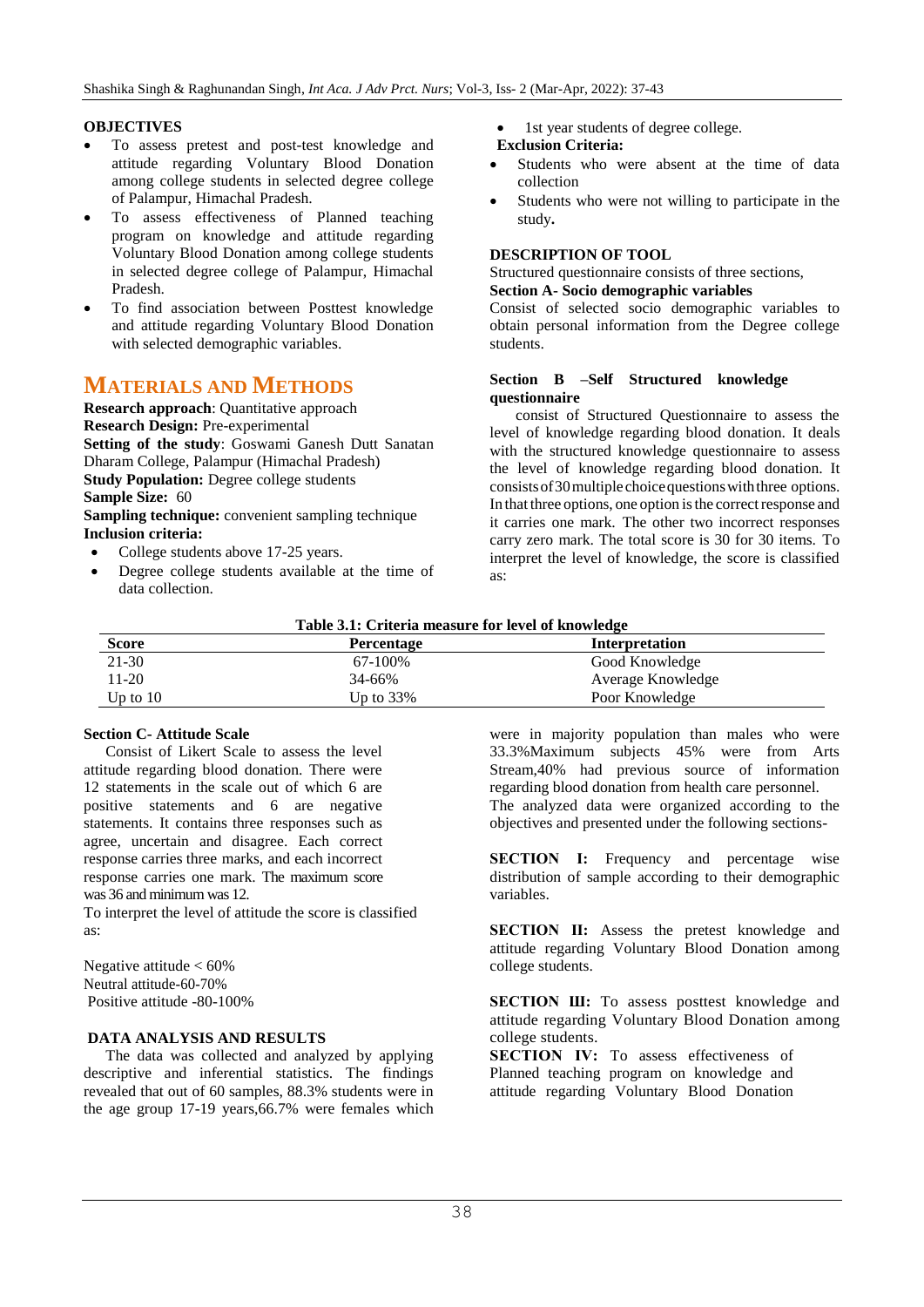## OBJECTIVES

- To assess pretest and post-test knowledge and attitude regarding Voluntary Blood Donation among college students in selected degree college of Palampur, Himachal Pradesh.
- To assess effectiveness of Planned teaching program on knowledge and attitude regarding Voluntary Blood Donation among college students in selected degree college of Palampur, Himachal Pradesh.
- To find association between Posttest knowledge and attitude regarding Voluntary Blood Donation with selected demographic variables.

## MATERIALS AND METHODS

**Research approach**: Quantitative approach
**Research Design:** Pre-experimental
**Setting of the study**: Goswami Ganesh Dutt Sanatan Dharam College, Palampur (Himachal Pradesh)
**Study Population:** Degree college students
**Sample Size:** 60
**Sampling technique:** convenient sampling technique
**Inclusion criteria:**

- College students above 17-25 years.
- Degree college students available at the time of data collection.
- 1st year students of degree college.

**Exclusion Criteria:**

- Students who were absent at the time of data collection
- Students who were not willing to participate in the study**.**

### DESCRIPTION OF TOOL

Structured questionnaire consists of three sections,

**Section A- Socio demographic variables**

Consist of selected socio demographic variables to obtain personal information from the Degree college students.

**Section B –Self Structured knowledge questionnaire**

consist of Structured Questionnaire to assess the level of knowledge regarding blood donation. It deals with the structured knowledge questionnaire to assess the level of knowledge regarding blood donation. It consists of 30 multiple choice questions with three options. In that three options, one option is the correct response and it carries one mark. The other two incorrect responses carry zero mark. The total score is 30 for 30 items. To interpret the level of knowledge, the score is classified as:

**Table 3.1: Criteria measure for level of knowledge**

| Score | Percentage | Interpretation |
|---|---|---|
| 21-30 | 67-100% | Good Knowledge |
| 11-20 | 34-66% | Average Knowledge |
| Up to 10 | Up to 33% | Poor Knowledge |

**Section C- Attitude Scale**

Consist of Likert Scale to assess the level attitude regarding blood donation. There were 12 statements in the scale out of which 6 are positive statements and 6 are negative statements. It contains three responses such as agree, uncertain and disagree. Each correct response carries three marks, and each incorrect response carries one mark. The maximum score was 36 and minimum was 12.

To interpret the level of attitude the score is classified as:

Negative attitude < 60%
Neutral attitude-60-70%
Positive attitude -80-100%

### DATA ANALYSIS AND RESULTS

The data was collected and analyzed by applying descriptive and inferential statistics. The findings revealed that out of 60 samples, 88.3% students were in the age group 17-19 years,66.7% were females which were in majority population than males who were 33.3%Maximum subjects 45% were from Arts Stream,40% had previous source of information regarding blood donation from health care personnel.

The analyzed data were organized according to the objectives and presented under the following sections-

**SECTION I:** Frequency and percentage wise distribution of sample according to their demographic variables.

**SECTION II:** Assess the pretest knowledge and attitude regarding Voluntary Blood Donation among college students.

**SECTION III:** To assess posttest knowledge and attitude regarding Voluntary Blood Donation among college students.

**SECTION IV:** To assess effectiveness of Planned teaching program on knowledge and attitude regarding Voluntary Blood Donation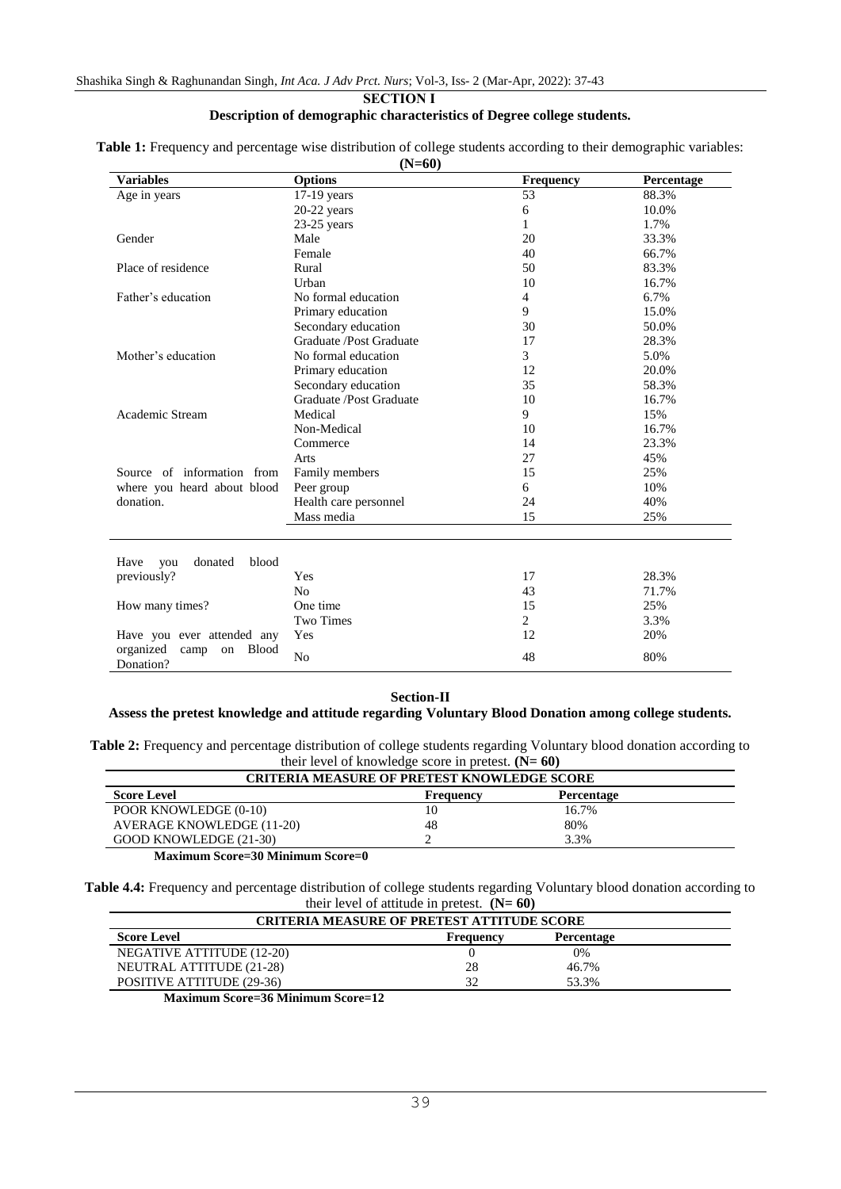## SECTION I

### Description of demographic characteristics of Degree college students.

**Table 1:** Frequency and percentage wise distribution of college students according to their demographic variables: **(N=60)**

| Variables | Options | Frequency | Percentage |
|---|---|---|---|
| Age in years | 17-19 years | 53 | 88.3% |
| | 20-22 years | 6 | 10.0% |
| | 23-25 years | 1 | 1.7% |
| Gender | Male | 20 | 33.3% |
| | Female | 40 | 66.7% |
| Place of residence | Rural | 50 | 83.3% |
| | Urban | 10 | 16.7% |
| Father's education | No formal education | 4 | 6.7% |
| | Primary education | 9 | 15.0% |
| | Secondary education | 30 | 50.0% |
| | Graduate /Post Graduate | 17 | 28.3% |
| Mother's education | No formal education | 3 | 5.0% |
| | Primary education | 12 | 20.0% |
| | Secondary education | 35 | 58.3% |
| | Graduate /Post Graduate | 10 | 16.7% |
| Academic Stream | Medical | 9 | 15% |
| | Non-Medical | 10 | 16.7% |
| | Commerce | 14 | 23.3% |
| | Arts | 27 | 45% |
| Source of information from where you heard about blood donation. | Family members | 15 | 25% |
| | Peer group | 6 | 10% |
| | Health care personnel | 24 | 40% |
| | Mass media | 15 | 25% |
| Have you donated blood previously? | Yes | 17 | 28.3% |
| | No | 43 | 71.7% |
| How many times? | One time | 15 | 25% |
| | Two Times | 2 | 3.3% |
| Have you ever attended any organized camp on Blood Donation? | Yes | 12 | 20% |
| | No | 48 | 80% |

## Section-II

### Assess the pretest knowledge and attitude regarding Voluntary Blood Donation among college students.

**Table 2:** Frequency and percentage distribution of college students regarding Voluntary blood donation according to their level of knowledge score in pretest. **(N= 60)**

| CRITERIA MEASURE OF PRETEST KNOWLEDGE SCORE | | |
|---|---|---|
| **Score Level** | **Frequency** | **Percentage** |
| POOR KNOWLEDGE (0-10) | 10 | 16.7% |
| AVERAGE KNOWLEDGE (11-20) | 48 | 80% |
| GOOD KNOWLEDGE (21-30) | 2 | 3.3% |

**Maximum Score=30 Minimum Score=0**

**Table 4.4:** Frequency and percentage distribution of college students regarding Voluntary blood donation according to their level of attitude in pretest. **(N= 60)**

| CRITERIA MEASURE OF PRETEST ATTITUDE SCORE | | |
|---|---|---|
| **Score Level** | **Frequency** | **Percentage** |
| NEGATIVE ATTITUDE (12-20) | 0 | 0% |
| NEUTRAL ATTITUDE (21-28) | 28 | 46.7% |
| POSITIVE ATTITUDE (29-36) | 32 | 53.3% |

**Maximum Score=36 Minimum Score=12**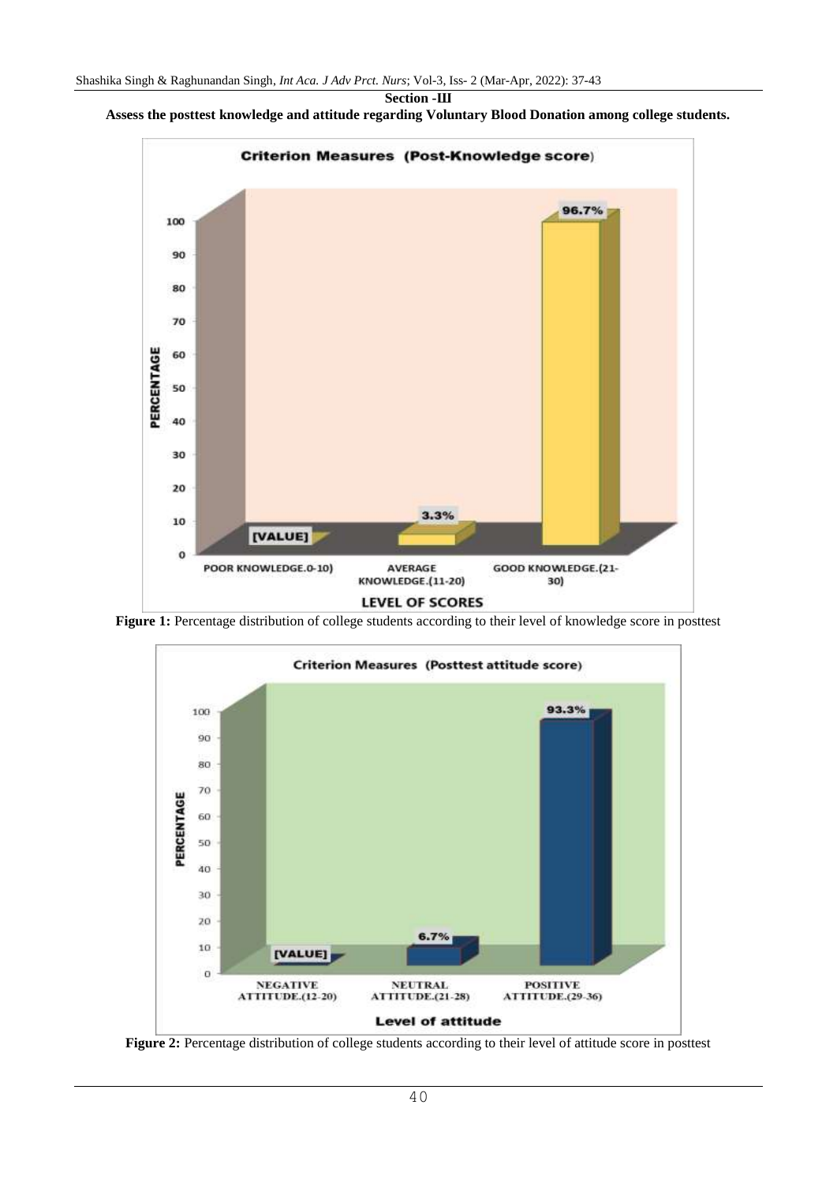**Section -III**

**Assess the posttest knowledge and attitude regarding Voluntary Blood Donation among college students.**

Figure 1: Percentage distribution of college students according to their level of knowledge score in posttest

Figure 2: Percentage distribution of college students according to their level of attitude score in posttest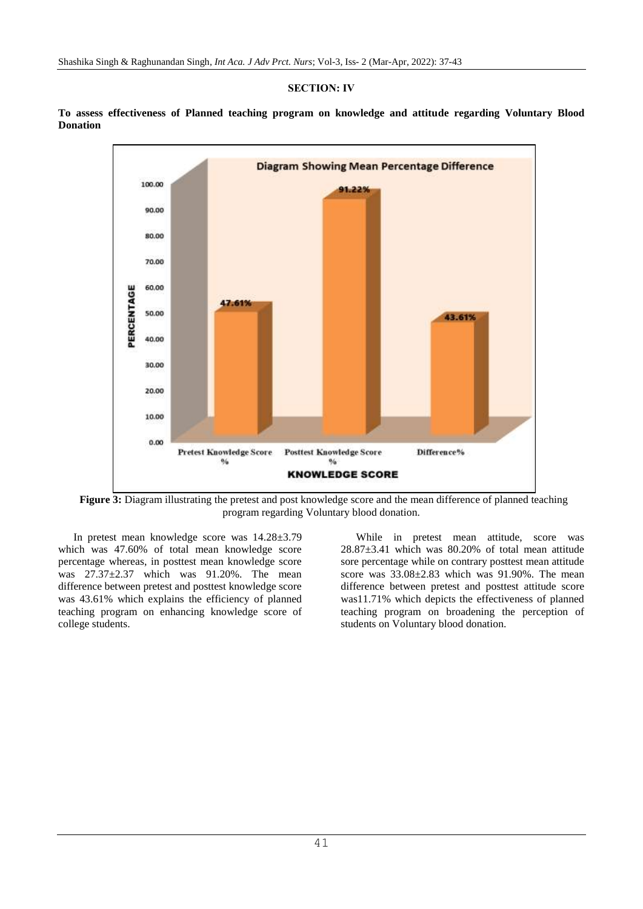## SECTION: IV

**To assess effectiveness of Planned teaching program on knowledge and attitude regarding Voluntary Blood Donation**

**Figure 3:** Diagram illustrating the pretest and post knowledge score and the mean difference of planned teaching program regarding Voluntary blood donation.

In pretest mean knowledge score was 14.28±3.79 which was 47.60% of total mean knowledge score percentage whereas, in posttest mean knowledge score was 27.37±2.37 which was 91.20%. The mean difference between pretest and posttest knowledge score was 43.61% which explains the efficiency of planned teaching program on enhancing knowledge score of college students.

While in pretest mean attitude, score was 28.87±3.41 which was 80.20% of total mean attitude sore percentage while on contrary posttest mean attitude score was 33.08±2.83 which was 91.90%. The mean difference between pretest and posttest attitude score was11.71% which depicts the effectiveness of planned teaching program on broadening the perception of students on Voluntary blood donation.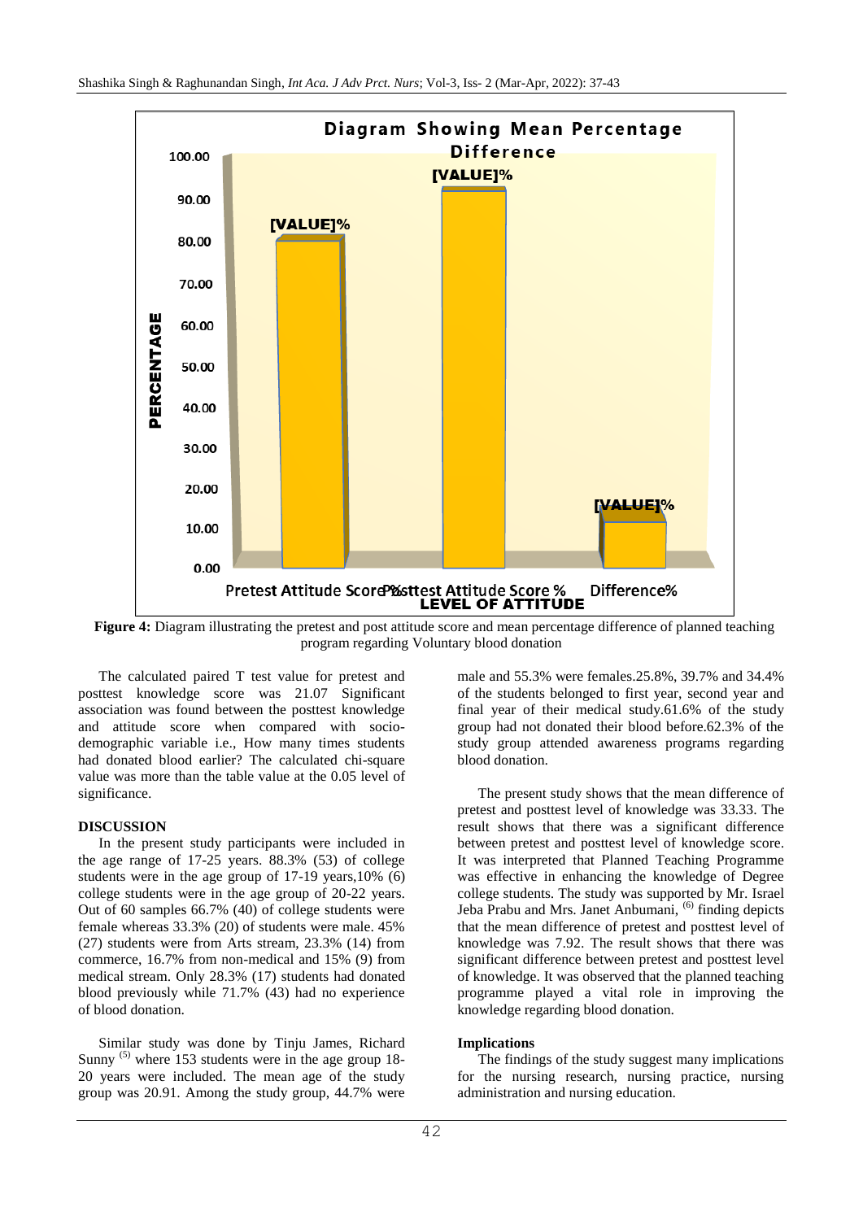**Figure 4:** Diagram illustrating the pretest and post attitude score and mean percentage difference of planned teaching program regarding Voluntary blood donation

The calculated paired T test value for pretest and posttest knowledge score was 21.07 Significant association was found between the posttest knowledge and attitude score when compared with socio-demographic variable i.e., How many times students had donated blood earlier? The calculated chi-square value was more than the table value at the 0.05 level of significance.

## DISCUSSION

In the present study participants were included in the age range of 17-25 years. 88.3% (53) of college students were in the age group of 17-19 years,10% (6) college students were in the age group of 20-22 years. Out of 60 samples 66.7% (40) of college students were female whereas 33.3% (20) of students were male. 45% (27) students were from Arts stream, 23.3% (14) from commerce, 16.7% from non-medical and 15% (9) from medical stream. Only 28.3% (17) students had donated blood previously while 71.7% (43) had no experience of blood donation.

Similar study was done by Tinju James, Richard Sunny [5] where 153 students were in the age group 18-20 years were included. The mean age of the study group was 20.91. Among the study group, 44.7% were male and 55.3% were females.25.8%, 39.7% and 34.4% of the students belonged to first year, second year and final year of their medical study.61.6% of the study group had not donated their blood before.62.3% of the study group attended awareness programs regarding blood donation.

The present study shows that the mean difference of pretest and posttest level of knowledge was 33.33. The result shows that there was a significant difference between pretest and posttest level of knowledge score. It was interpreted that Planned Teaching Programme was effective in enhancing the knowledge of Degree college students. The study was supported by Mr. Israel Jeba Prabu and Mrs. Janet Anbumani, [6] finding depicts that the mean difference of pretest and posttest level of knowledge was 7.92. The result shows that there was significant difference between pretest and posttest level of knowledge. It was observed that the planned teaching programme played a vital role in improving the knowledge regarding blood donation.

### Implications

The findings of the study suggest many implications for the nursing research, nursing practice, nursing administration and nursing education.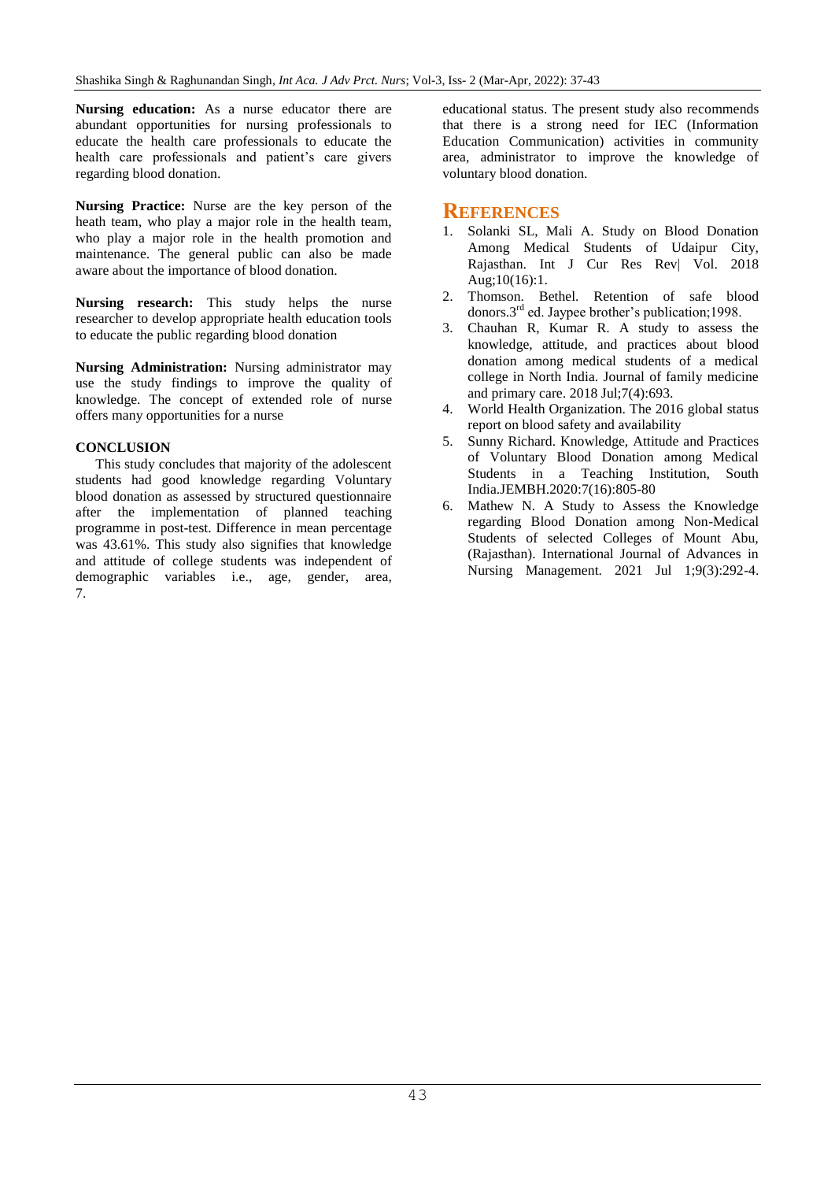**Nursing education:** As a nurse educator there are abundant opportunities for nursing professionals to educate the health care professionals to educate the health care professionals and patient's care givers regarding blood donation.

**Nursing Practice:** Nurse are the key person of the heath team, who play a major role in the health team, who play a major role in the health promotion and maintenance. The general public can also be made aware about the importance of blood donation.

**Nursing research:** This study helps the nurse researcher to develop appropriate health education tools to educate the public regarding blood donation

**Nursing Administration:** Nursing administrator may use the study findings to improve the quality of knowledge. The concept of extended role of nurse offers many opportunities for a nurse

## CONCLUSION

This study concludes that majority of the adolescent students had good knowledge regarding Voluntary blood donation as assessed by structured questionnaire after the implementation of planned teaching programme in post-test. Difference in mean percentage was 43.61%. This study also signifies that knowledge and attitude of college students was independent of demographic variables i.e., age, gender, area, educational status. The present study also recommends that there is a strong need for IEC (Information Education Communication) activities in community area, administrator to improve the knowledge of voluntary blood donation.

## REFERENCES

1. Solanki SL, Mali A. Study on Blood Donation Among Medical Students of Udaipur City, Rajasthan. Int J Cur Res Rev| Vol. 2018 Aug;10(16):1.
2. Thomson. Bethel. Retention of safe blood donors.3rd ed. Jaypee brother's publication;1998.
3. Chauhan R, Kumar R. A study to assess the knowledge, attitude, and practices about blood donation among medical students of a medical college in North India. Journal of family medicine and primary care. 2018 Jul;7(4):693.
4. World Health Organization. The 2016 global status report on blood safety and availability
5. Sunny Richard. Knowledge, Attitude and Practices of Voluntary Blood Donation among Medical Students in a Teaching Institution, South India.JEMBH.2020:7(16):805-80
6. Mathew N. A Study to Assess the Knowledge regarding Blood Donation among Non-Medical Students of selected Colleges of Mount Abu, (Rajasthan). International Journal of Advances in Nursing Management. 2021 Jul 1;9(3):292-4.
7.